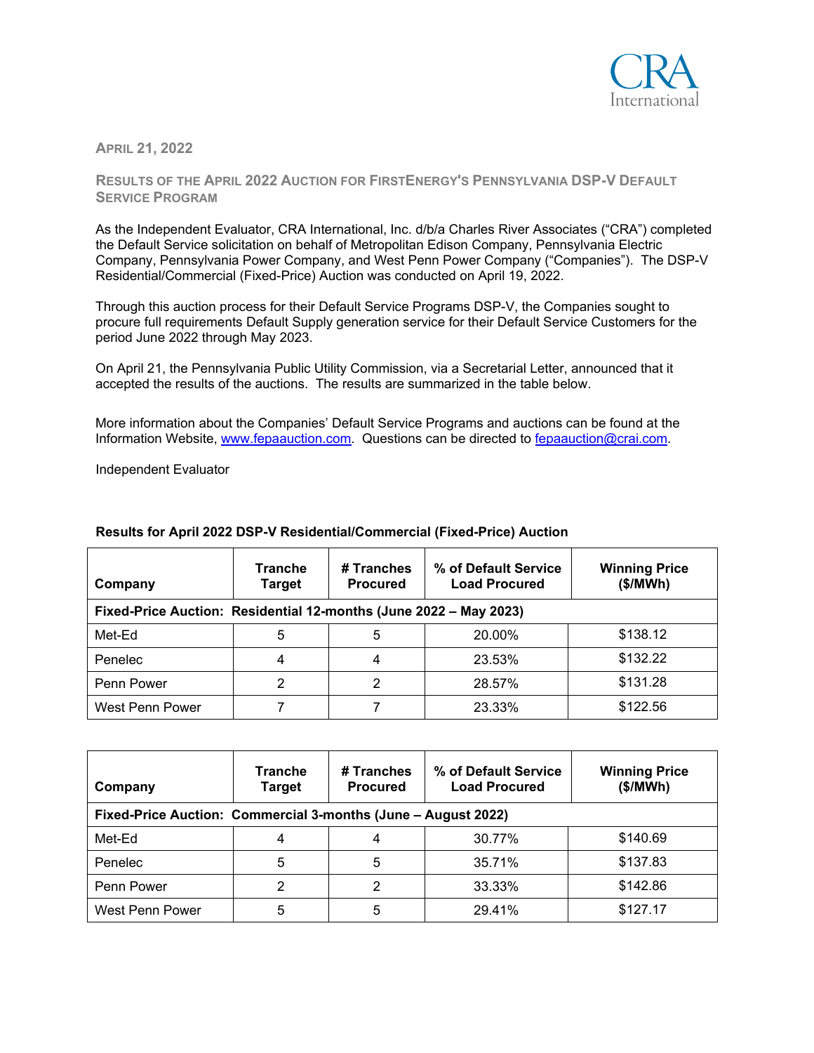CRA International

APRIL 21, 2022

## RESULTS OF THE APRIL 2022 AUCTION FOR FIRSTENERGY'S PENNSYLVANIA DSP-V DEFAULT SERVICE PROGRAM

As the Independent Evaluator, CRA International, Inc. d/b/a Charles River Associates ("CRA") completed the Default Service solicitation on behalf of Metropolitan Edison Company, Pennsylvania Electric Company, Pennsylvania Power Company, and West Penn Power Company ("Companies"). The DSP-V Residential/Commercial (Fixed-Price) Auction was conducted on April 19, 2022.

Through this auction process for their Default Service Programs DSP-V, the Companies sought to procure full requirements Default Supply generation service for their Default Service Customers for the period June 2022 through May 2023.

On April 21, the Pennsylvania Public Utility Commission, via a Secretarial Letter, announced that it accepted the results of the auctions. The results are summarized in the table below.

More information about the Companies' Default Service Programs and auctions can be found at the Information Website, www.fepaauction.com. Questions can be directed to fepaauction@crai.com.

Independent Evaluator

**Results for April 2022 DSP-V Residential/Commercial (Fixed-Price) Auction**

| Company | Tranche Target | # Tranches Procured | % of Default Service Load Procured | Winning Price ($/MWh) |
|---|---|---|---|---|
| **Fixed-Price Auction: Residential 12-months (June 2022 – May 2023)** | | | | |
| Met-Ed | 5 | 5 | 20.00% | $138.12 |
| Penelec | 4 | 4 | 23.53% | $132.22 |
| Penn Power | 2 | 2 | 28.57% | $131.28 |
| West Penn Power | 7 | 7 | 23.33% | $122.56 |

| Company | Tranche Target | # Tranches Procured | % of Default Service Load Procured | Winning Price ($/MWh) |
|---|---|---|---|---|
| **Fixed-Price Auction: Commercial 3-months (June – August 2022)** | | | | |
| Met-Ed | 4 | 4 | 30.77% | $140.69 |
| Penelec | 5 | 5 | 35.71% | $137.83 |
| Penn Power | 2 | 2 | 33.33% | $142.86 |
| West Penn Power | 5 | 5 | 29.41% | $127.17 |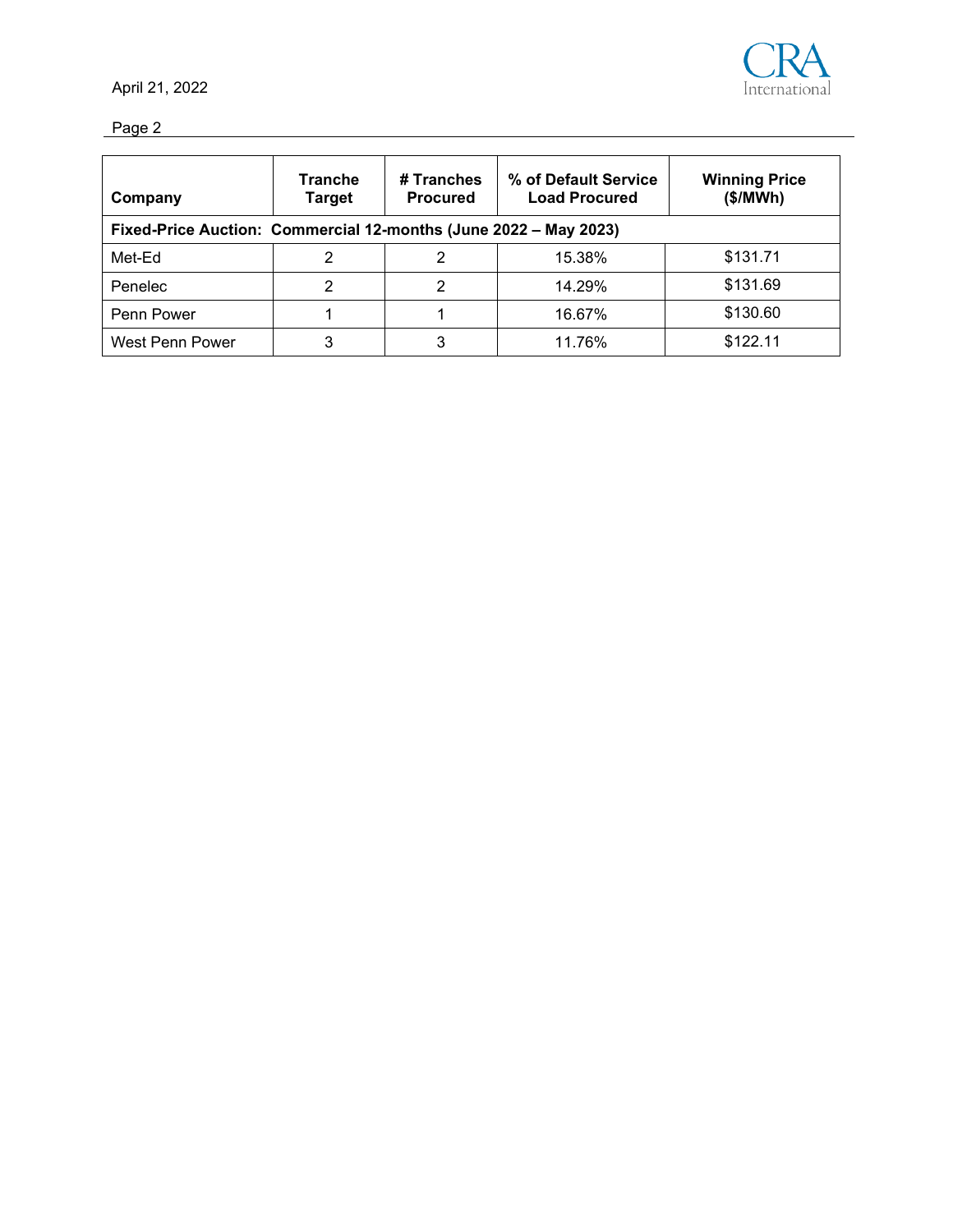| Company | Tranche Target | # Tranches Procured | % of Default Service Load Procured | Winning Price ($/MWh) |
| --- | --- | --- | --- | --- |
| **Fixed-Price Auction: Commercial 12-months (June 2022 – May 2023)** | | | | |
| Met-Ed | 2 | 2 | 15.38% | $131.71 |
| Penelec | 2 | 2 | 14.29% | $131.69 |
| Penn Power | 1 | 1 | 16.67% | $130.60 |
| West Penn Power | 3 | 3 | 11.76% | $122.11 |